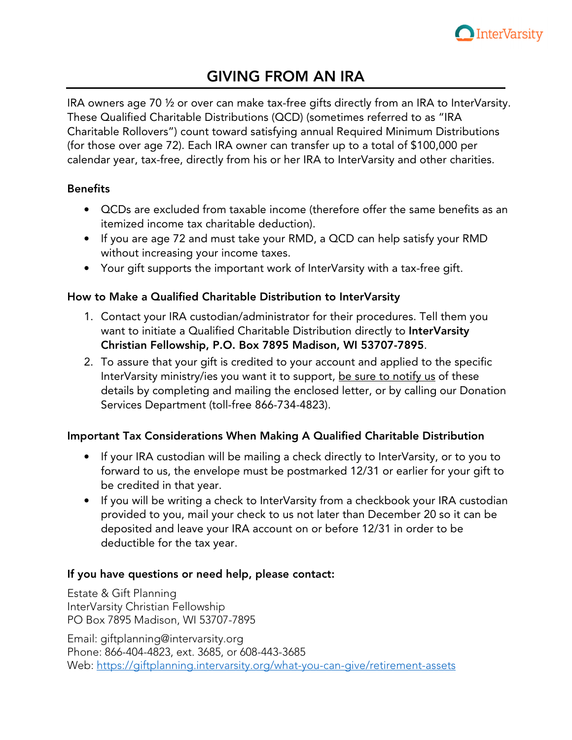# GIVING FROM AN IRA

IRA owners age 70 ½ or over can make tax-free gifts directly from an IRA to InterVarsity. These Qualified Charitable Distributions (QCD) (sometimes referred to as "IRA Charitable Rollovers") count toward satisfying annual Required Minimum Distributions (for those over age 72). Each IRA owner can transfer up to a total of $100,000 per calendar year, tax-free, directly from his or her IRA to InterVarsity and other charities.

### Benefits

- QCDs are excluded from taxable income (therefore offer the same benefits as an itemized income tax charitable deduction).
- If you are age 72 and must take your RMD, a QCD can help satisfy your RMD without increasing your income taxes.
- Your gift supports the important work of InterVarsity with a tax-free gift.

### How to Make a Qualified Charitable Distribution to InterVarsity

1. Contact your IRA custodian/administrator for their procedures. Tell them you want to initiate a Qualified Charitable Distribution directly to **InterVarsity Christian Fellowship, P.O. Box 7895 Madison, WI 53707-7895**.
2. To assure that your gift is credited to your account and applied to the specific InterVarsity ministry/ies you want it to support, be sure to notify us of these details by completing and mailing the enclosed letter, or by calling our Donation Services Department (toll-free 866-734-4823).

### Important Tax Considerations When Making A Qualified Charitable Distribution

- If your IRA custodian will be mailing a check directly to InterVarsity, or to you to forward to us, the envelope must be postmarked 12/31 or earlier for your gift to be credited in that year.
- If you will be writing a check to InterVarsity from a checkbook your IRA custodian provided to you, mail your check to us not later than December 20 so it can be deposited and leave your IRA account on or before 12/31 in order to be deductible for the tax year.

### If you have questions or need help, please contact:

Estate & Gift Planning
InterVarsity Christian Fellowship
PO Box 7895 Madison, WI 53707-7895

Email: giftplanning@intervarsity.org
Phone: 866-404-4823, ext. 3685, or 608-443-3685
Web: https://giftplanning.intervarsity.org/what-you-can-give/retirement-assets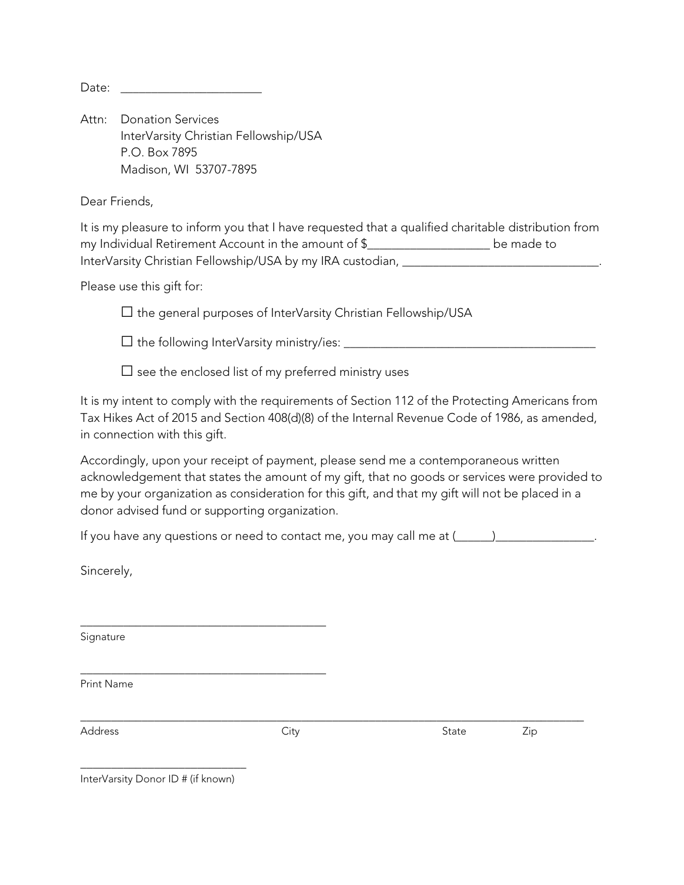Date: ______________________

Attn: Donation Services
InterVarsity Christian Fellowship/USA
P.O. Box 7895
Madison, WI 53707-7895

Dear Friends,

It is my pleasure to inform you that I have requested that a qualified charitable distribution from my Individual Retirement Account in the amount of $___________________ be made to InterVarsity Christian Fellowship/USA by my IRA custodian, _______________________________.

Please use this gift for:

☐ the general purposes of InterVarsity Christian Fellowship/USA

☐ the following InterVarsity ministry/ies: ________________________________________

☐ see the enclosed list of my preferred ministry uses

It is my intent to comply with the requirements of Section 112 of the Protecting Americans from Tax Hikes Act of 2015 and Section 408(d)(8) of the Internal Revenue Code of 1986, as amended, in connection with this gift.

Accordingly, upon your receipt of payment, please send me a contemporaneous written acknowledgement that states the amount of my gift, that no goods or services were provided to me by your organization as consideration for this gift, and that my gift will not be placed in a donor advised fund or supporting organization.

If you have any questions or need to contact me, you may call me at (______)_______________.

Sincerely,

________________________________________
Signature

________________________________________
Print Name

__________________________________________________________________________________
Address City State Zip

___________________________
InterVarsity Donor ID # (if known)